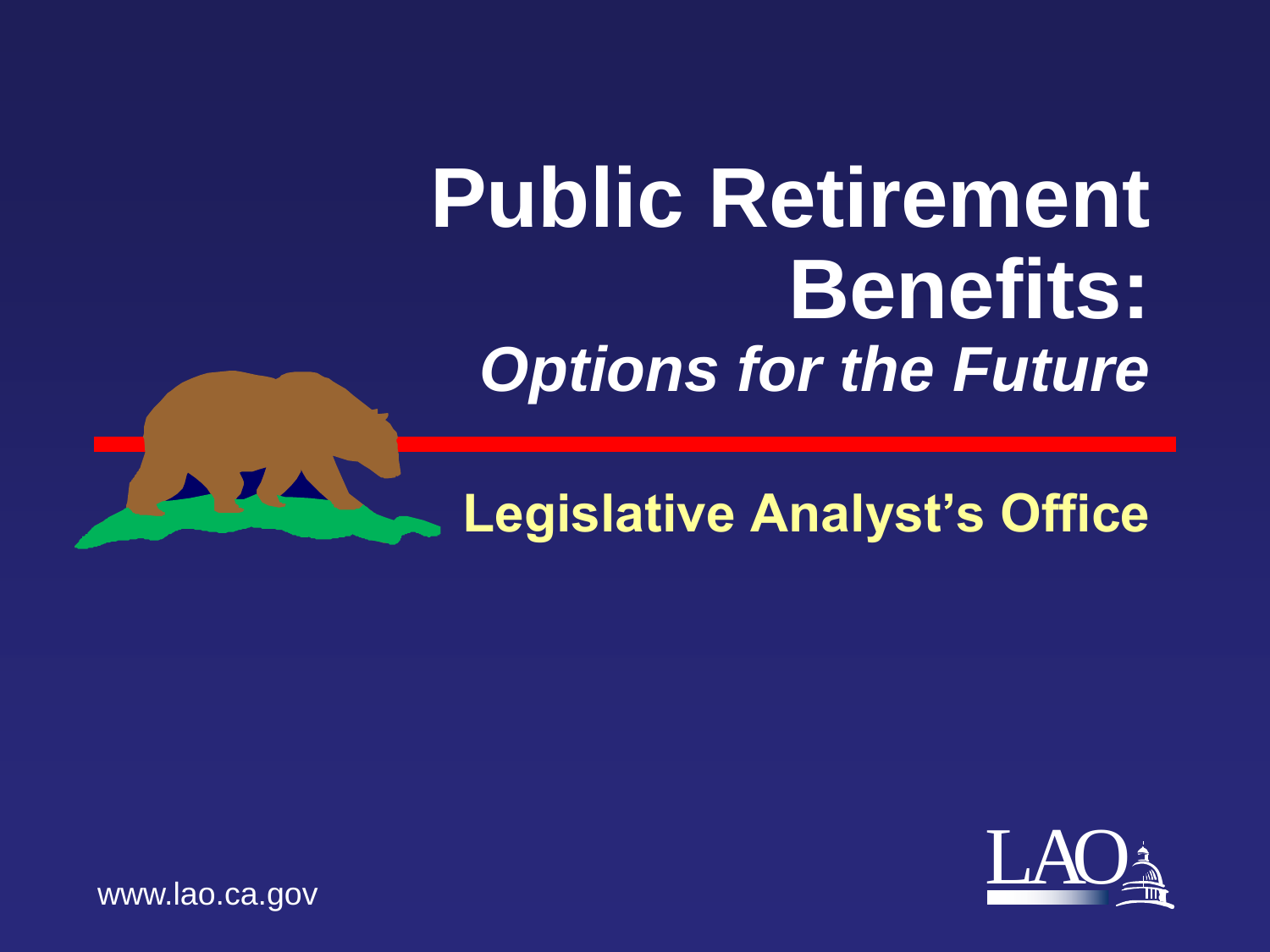# Public Retirement Benefits:

## *Options for the Future*

**Legislative Analyst's Office**

www.lao.ca.gov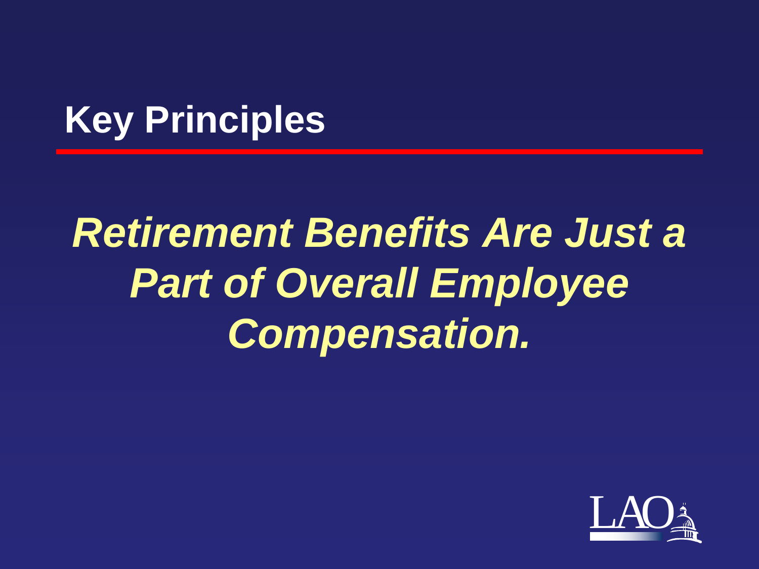# Key Principles

***Retirement Benefits Are Just a Part of Overall Employee Compensation.***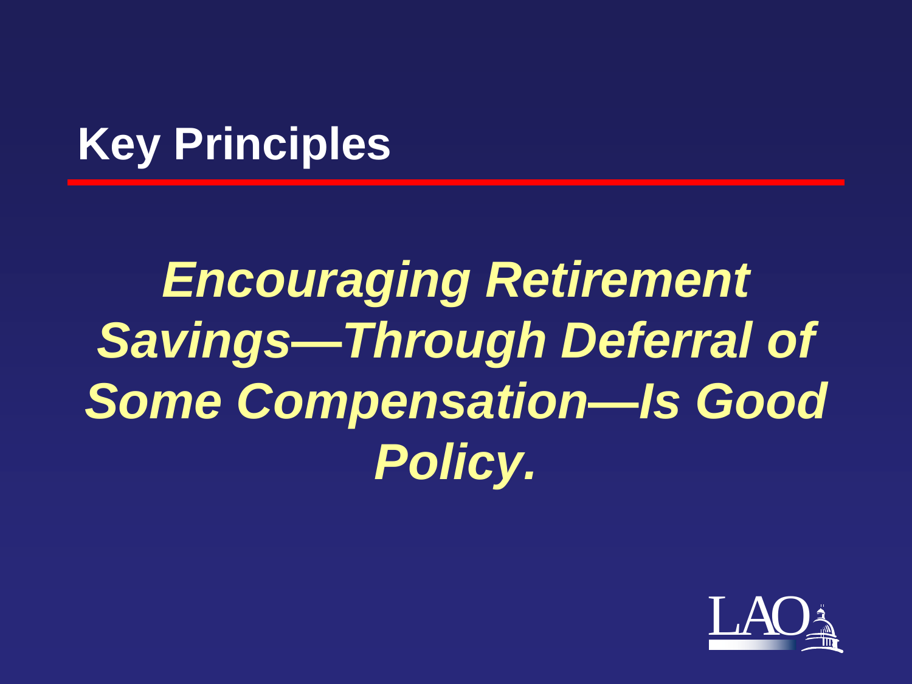# Key Principles

***Encouraging Retirement Savings—Through Deferral of Some Compensation—Is Good Policy.***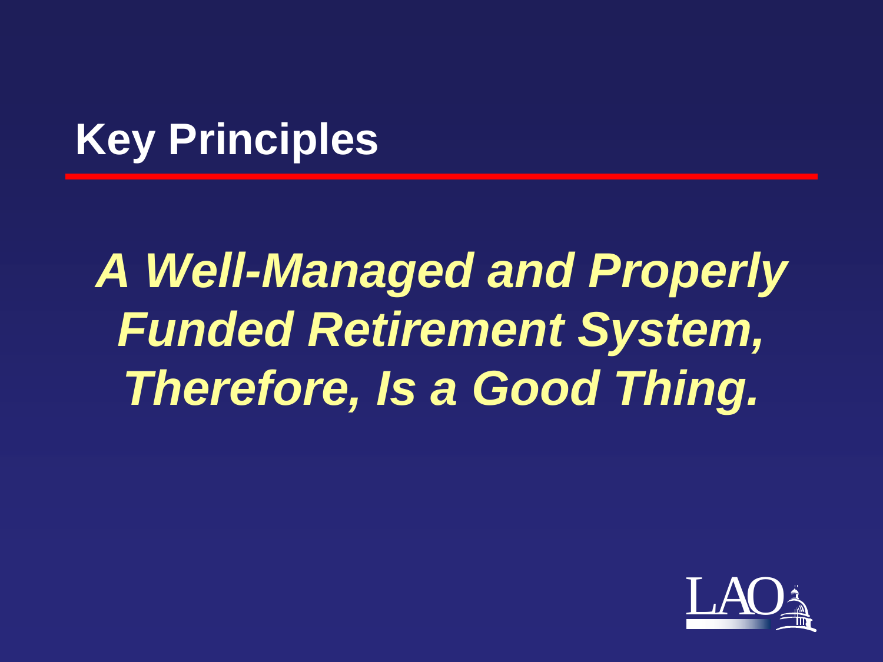## Key Principles

***A Well-Managed and Properly Funded Retirement System, Therefore, Is a Good Thing.***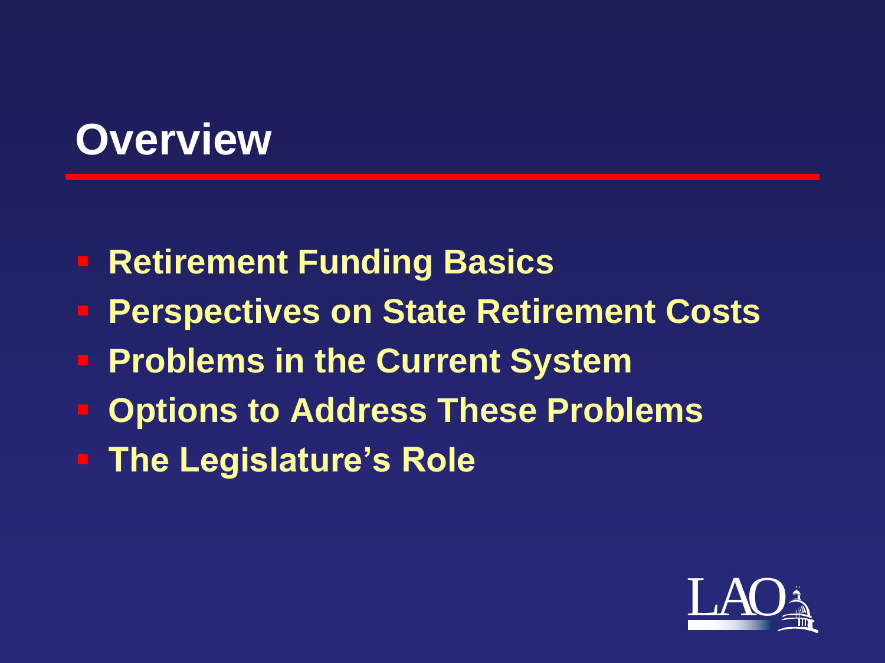# Overview

- Retirement Funding Basics
- Perspectives on State Retirement Costs
- Problems in the Current System
- Options to Address These Problems
- The Legislature's Role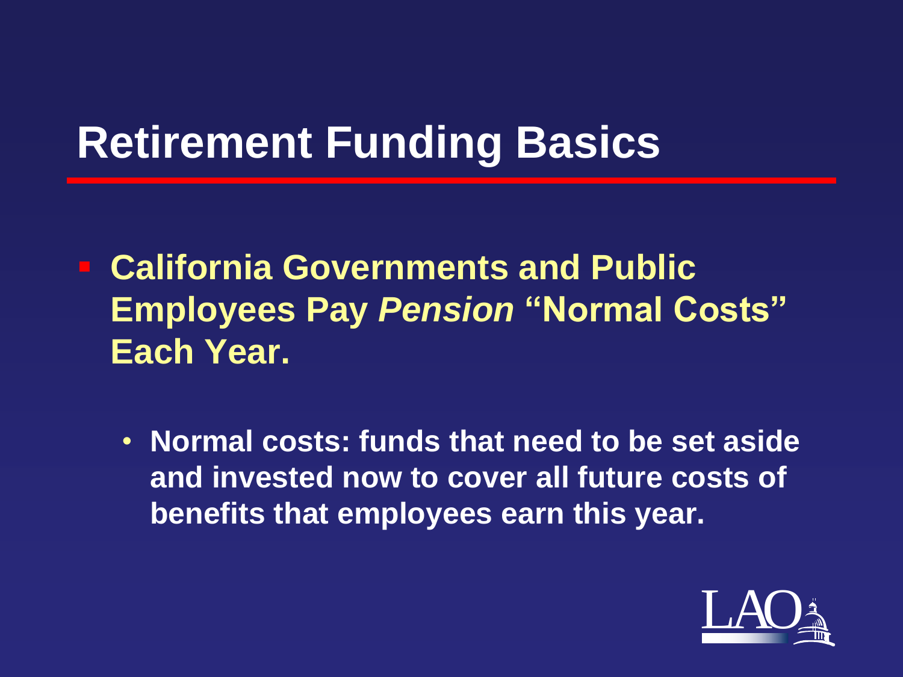# Retirement Funding Basics

- **California Governments and Public Employees Pay *Pension* "Normal Costs" Each Year.**
  - **Normal costs: funds that need to be set aside and invested now to cover all future costs of benefits that employees earn this year.**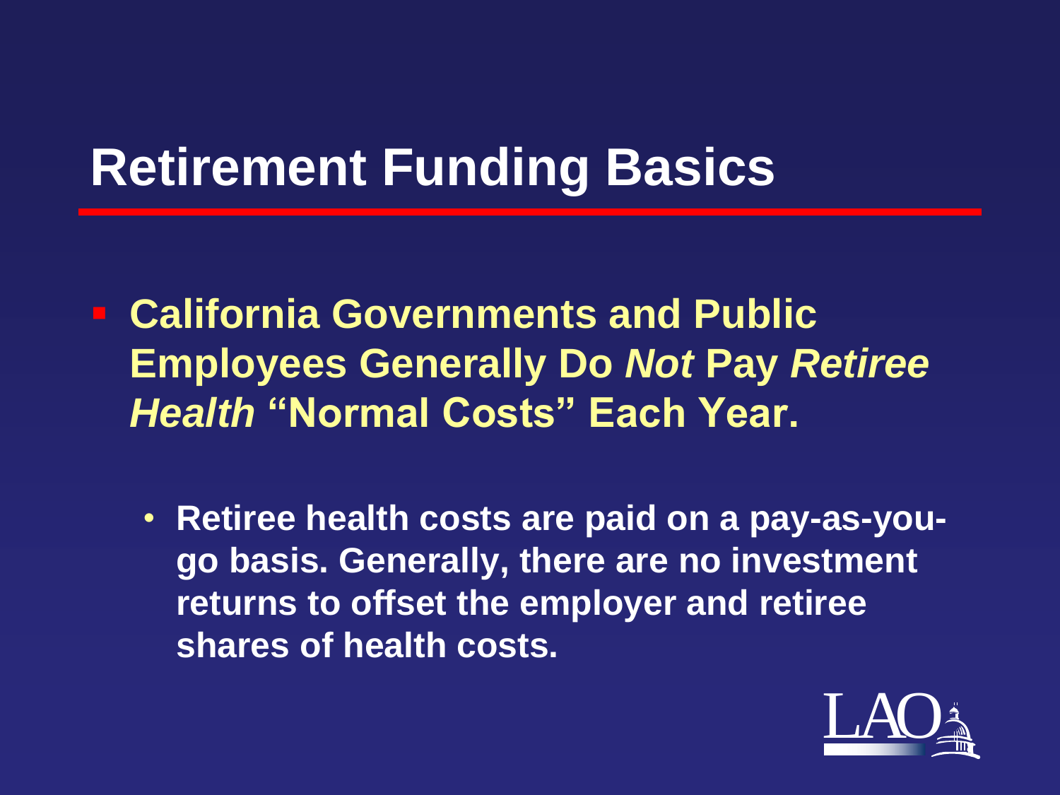# Retirement Funding Basics

- **California Governments and Public Employees Generally Do *Not* Pay *Retiree Health* "Normal Costs" Each Year.**
  - **Retiree health costs are paid on a pay-as-you-go basis. Generally, there are no investment returns to offset the employer and retiree shares of health costs.**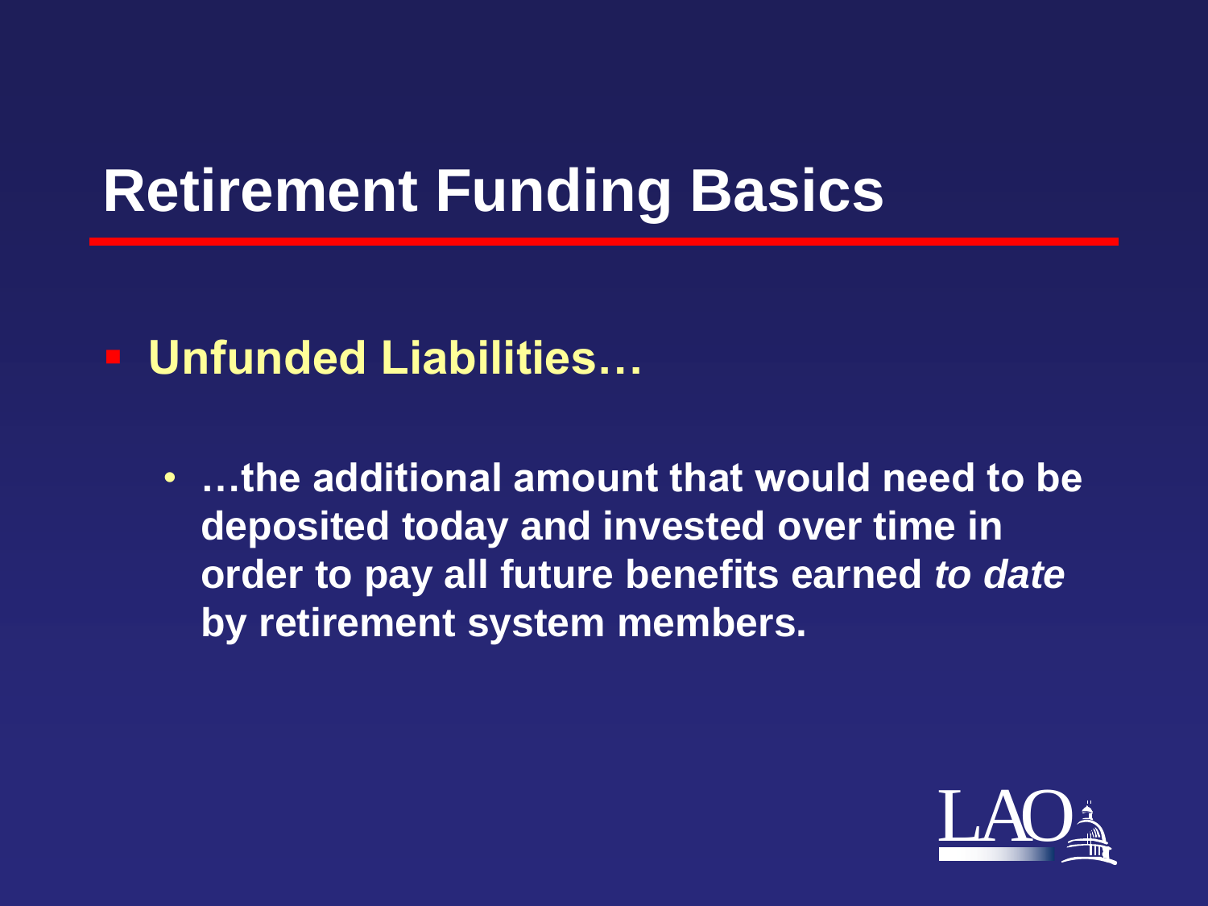# Retirement Funding Basics

- **Unfunded Liabilities…**
  - **…the additional amount that would need to be deposited today and invested over time in order to pay all future benefits earned *to date* by retirement system members.**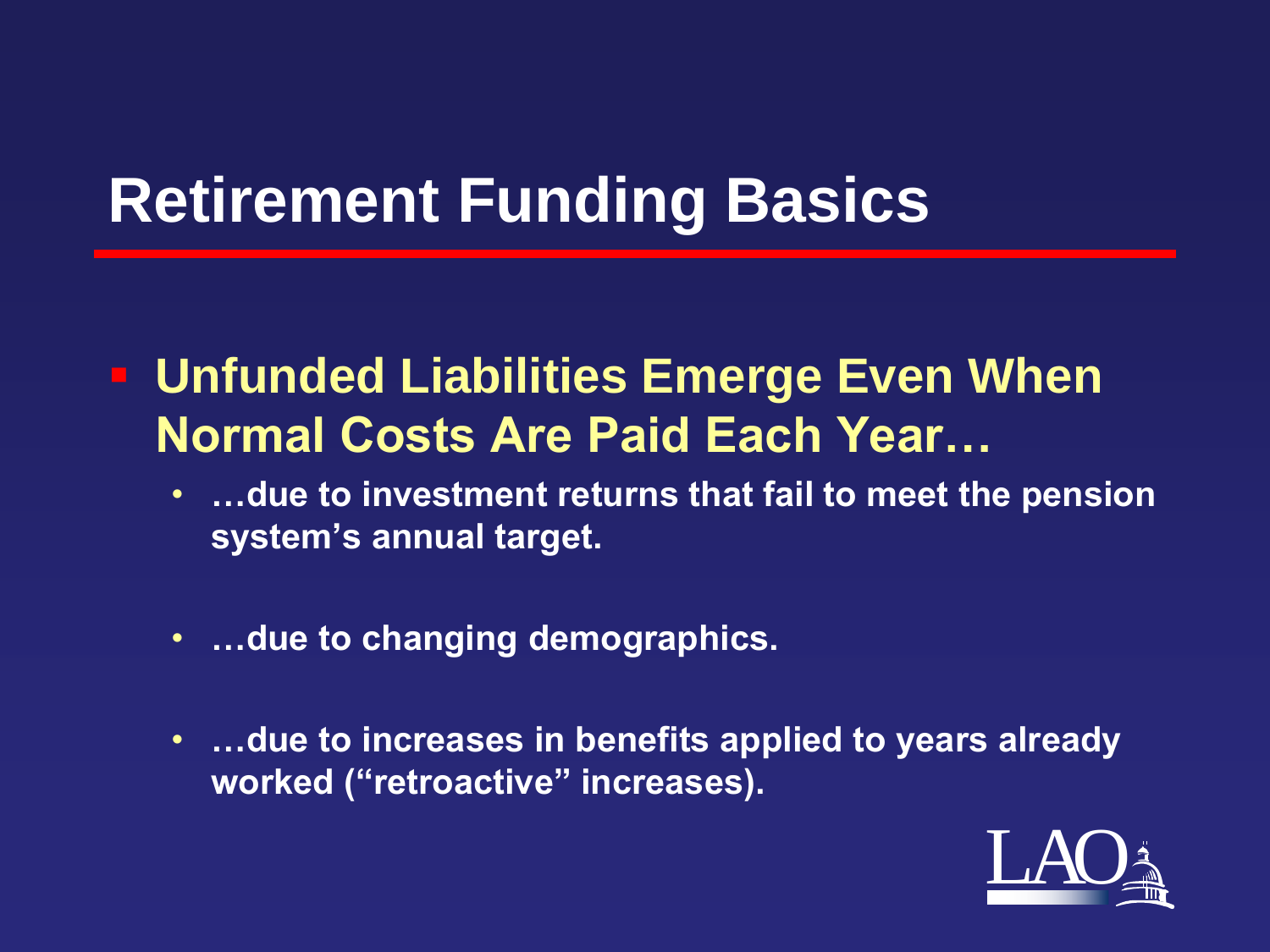# Retirement Funding Basics

- **Unfunded Liabilities Emerge Even When Normal Costs Are Paid Each Year…**
  - **…due to investment returns that fail to meet the pension system's annual target.**
  - **…due to changing demographics.**
  - **…due to increases in benefits applied to years already worked ("retroactive" increases).**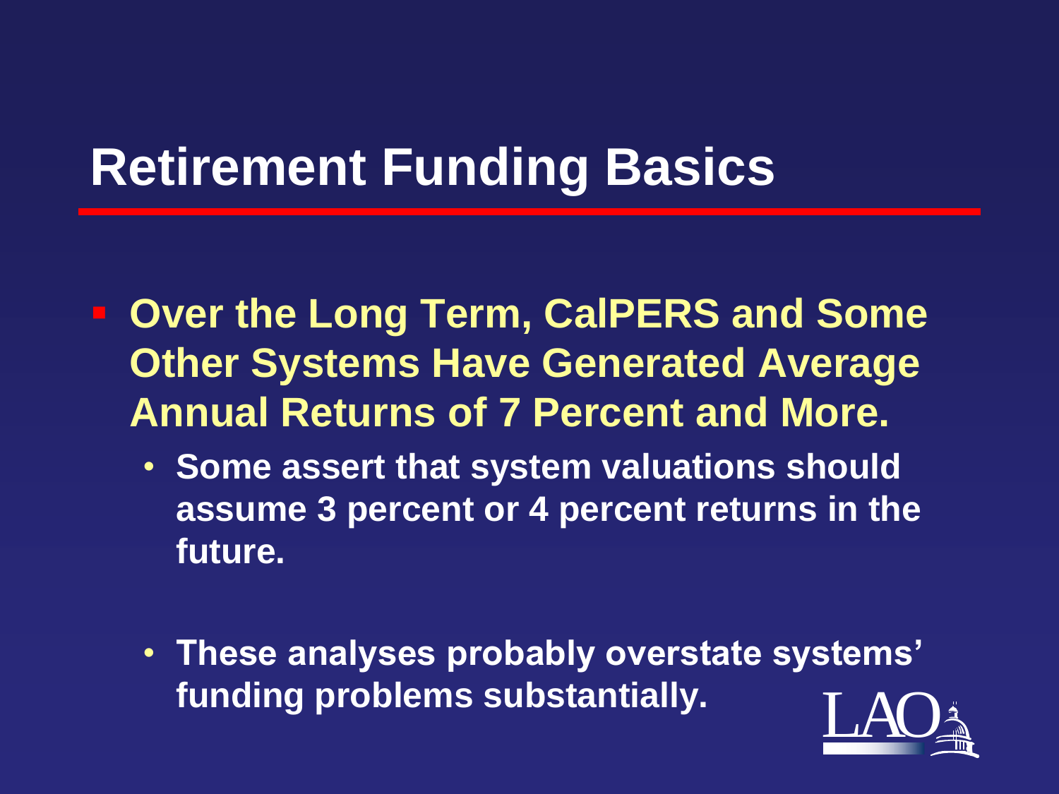# Retirement Funding Basics

- **Over the Long Term, CalPERS and Some Other Systems Have Generated Average Annual Returns of 7 Percent and More.**
  - **Some assert that system valuations should assume 3 percent or 4 percent returns in the future.**
  - **These analyses probably overstate systems' funding problems substantially.**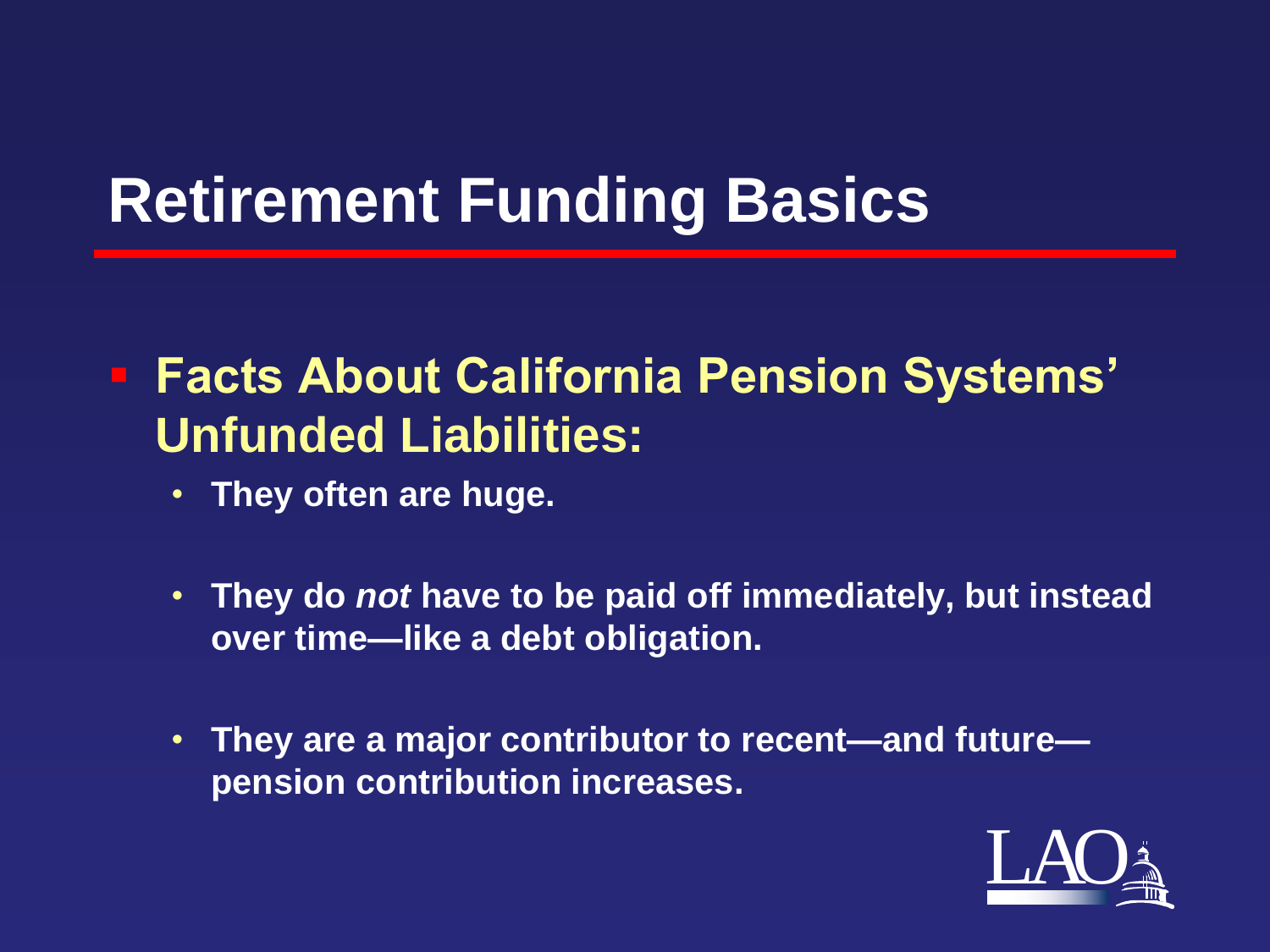# Retirement Funding Basics

- **Facts About California Pension Systems' Unfunded Liabilities:**
  - **They often are huge.**
  - **They do *not* have to be paid off immediately, but instead over time—like a debt obligation.**
  - **They are a major contributor to recent—and future—pension contribution increases.**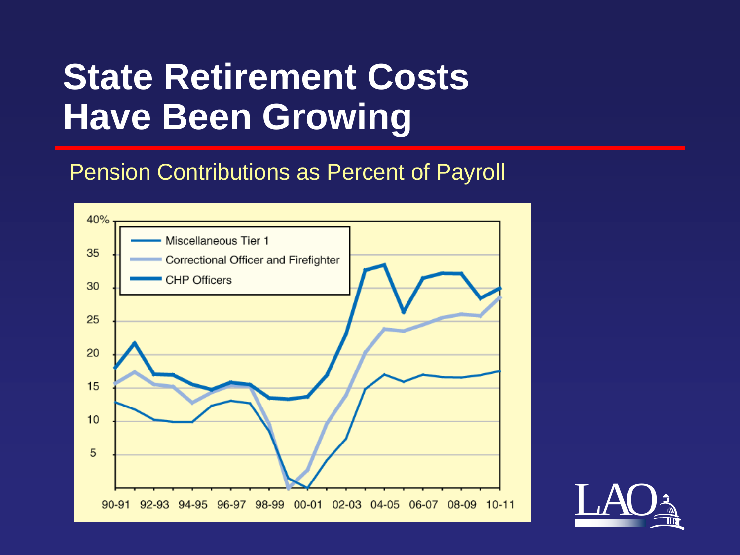# State Retirement Costs Have Been Growing

Pension Contributions as Percent of Payroll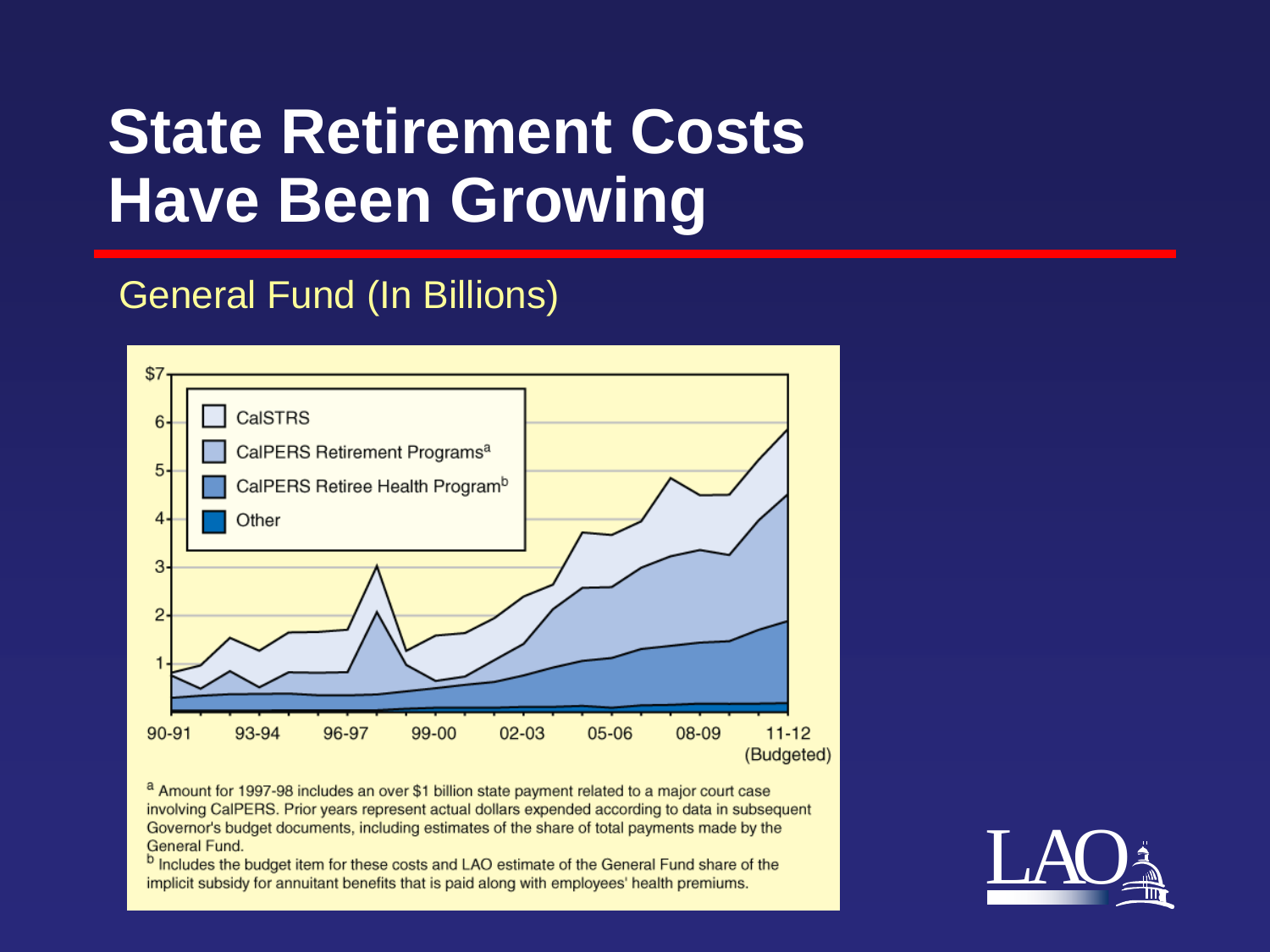# State Retirement Costs Have Been Growing

General Fund (In Billions)

CalSTRS

CalPERS Retirement Programs[a]

CalPERS Retiree Health Program[b]

Other

$7

6

5

4

3

2

1

90-91 93-94 96-97 99-00 02-03 05-06 08-09 11-12 (Budgeted)

[a] Amount for 1997-98 includes an over $1 billion state payment related to a major court case involving CalPERS. Prior years represent actual dollars expended according to data in subsequent Governor's budget documents, including estimates of the share of total payments made by the General Fund.

[b] Includes the budget item for these costs and LAO estimate of the General Fund share of the implicit subsidy for annuitant benefits that is paid along with employees' health premiums.

LAO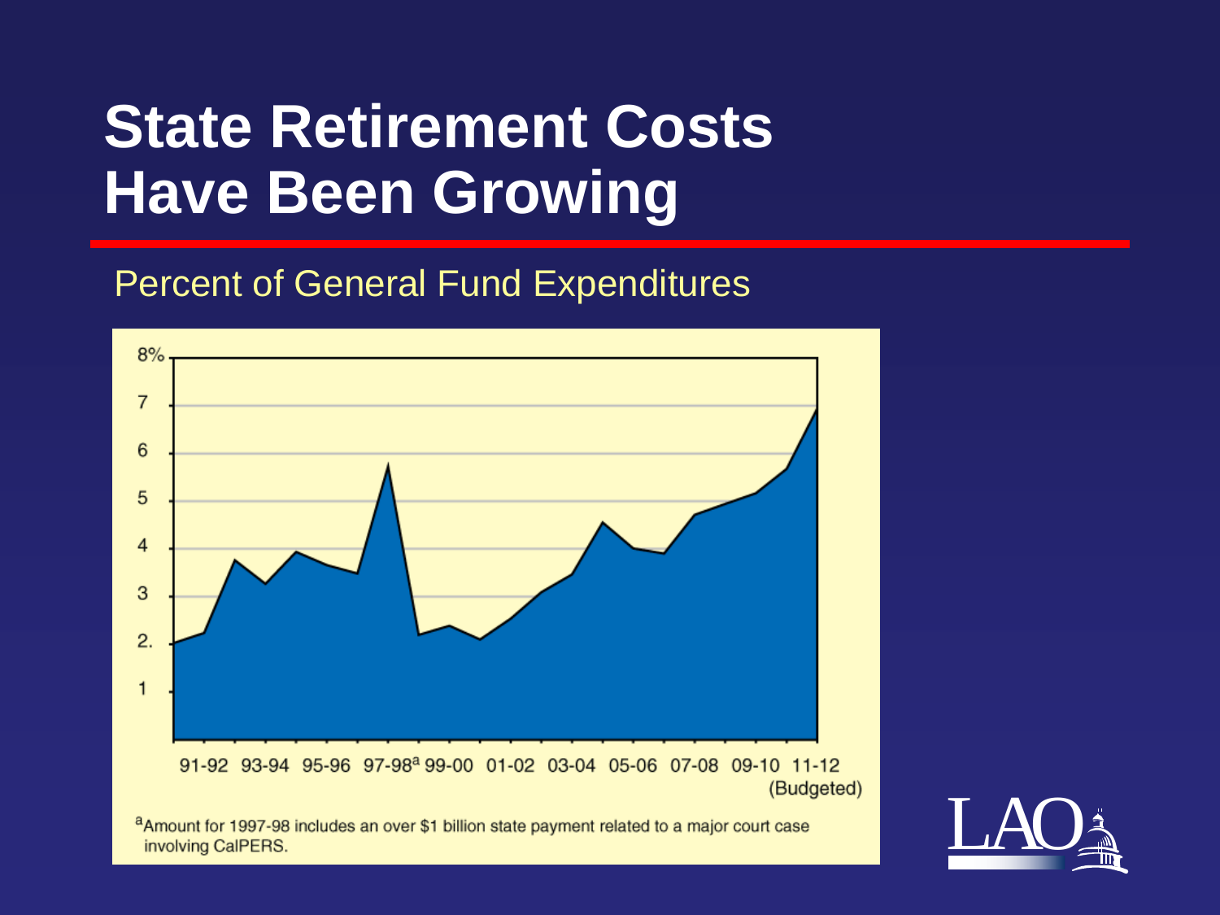# State Retirement Costs Have Been Growing

Percent of General Fund Expenditures

8%
7
6
5
4
3
2.
1

91-92 93-94 95-96 97-98[a] 99-00 01-02 03-04 05-06 07-08 09-10 11-12 (Budgeted)

[a]Amount for 1997-98 includes an over $1 billion state payment related to a major court case involving CalPERS.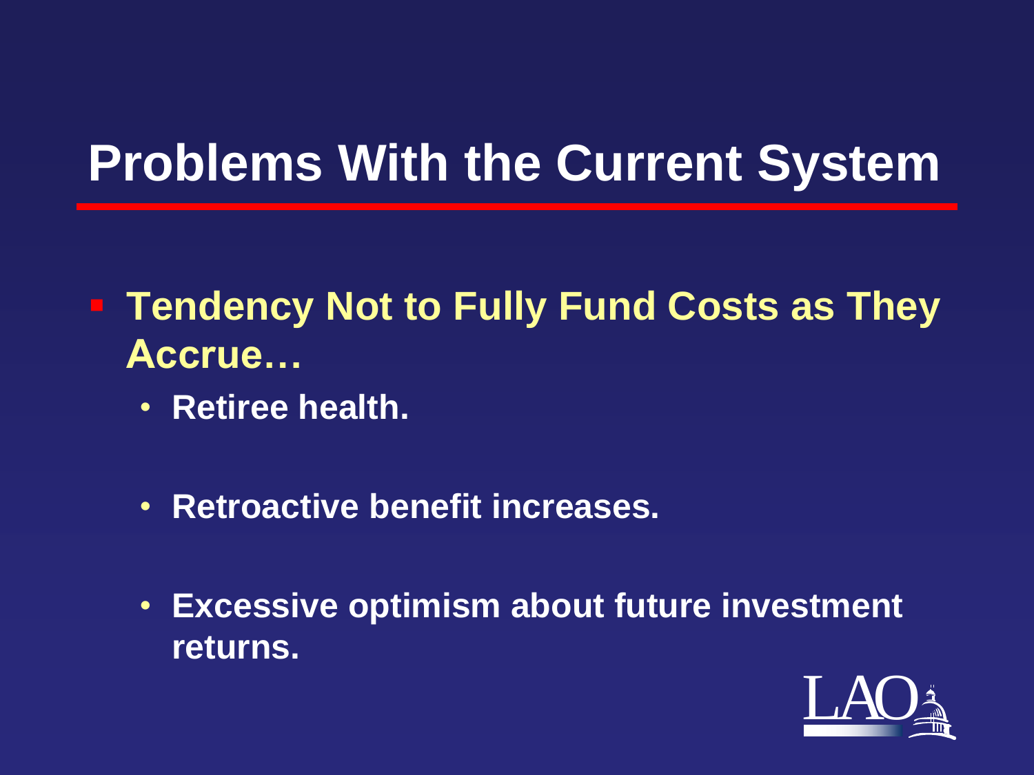# Problems With the Current System

- **Tendency Not to Fully Fund Costs as They Accrue…**
  - **Retiree health.**
  - **Retroactive benefit increases.**
  - **Excessive optimism about future investment returns.**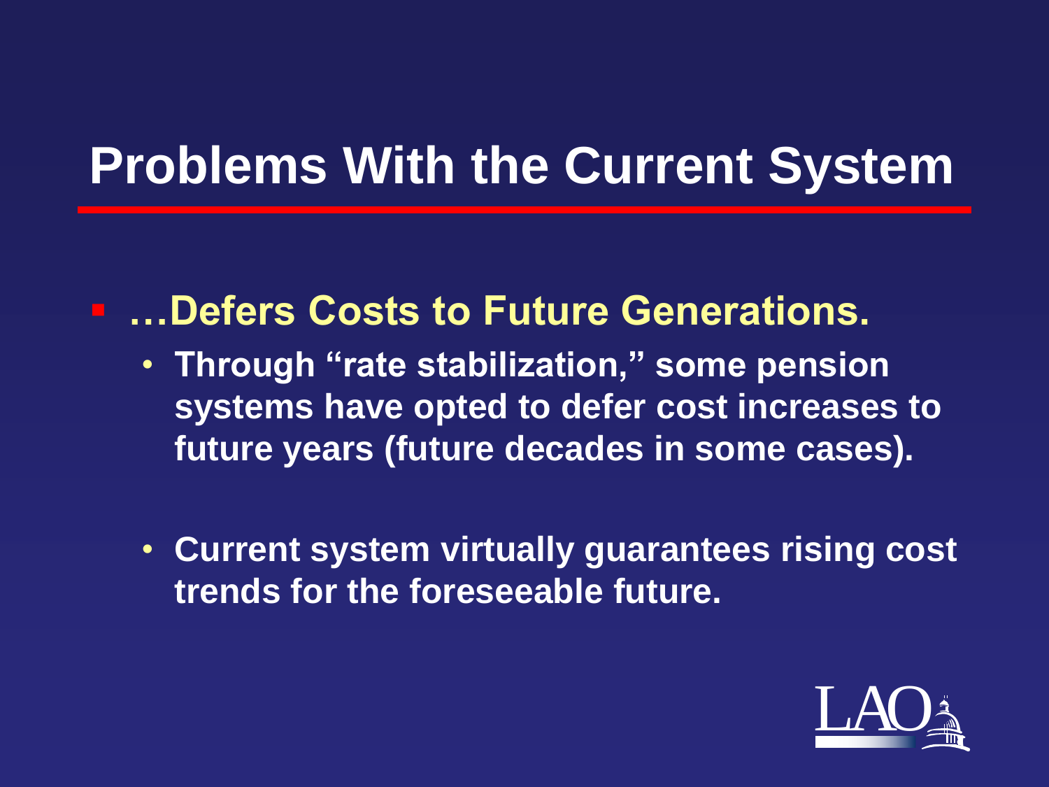# Problems With the Current System

- **…Defers Costs to Future Generations.**
  - **Through "rate stabilization," some pension systems have opted to defer cost increases to future years (future decades in some cases).**
  - **Current system virtually guarantees rising cost trends for the foreseeable future.**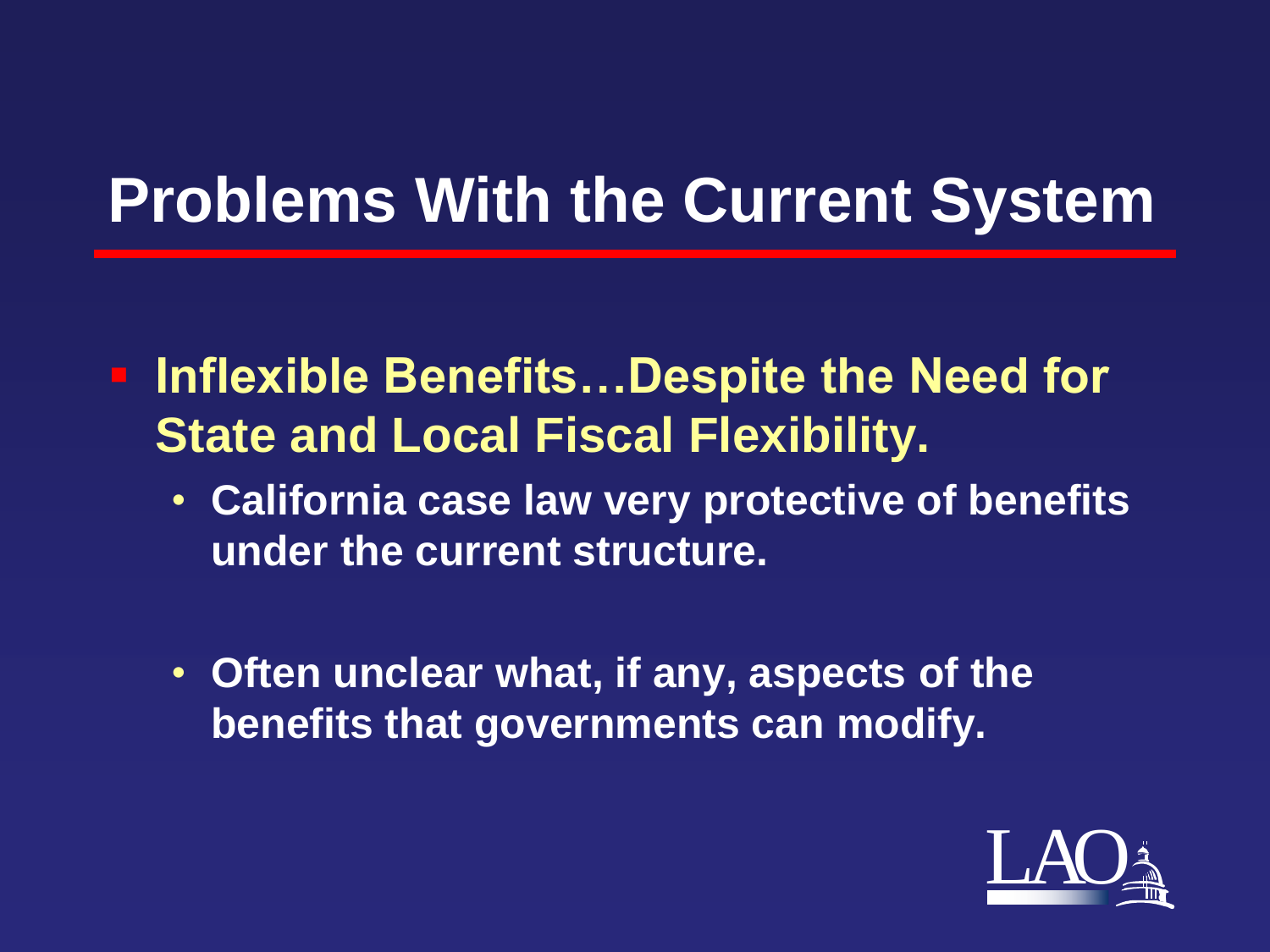# Problems With the Current System

- **Inflexible Benefits…Despite the Need for State and Local Fiscal Flexibility.**
  - **California case law very protective of benefits under the current structure.**
  - **Often unclear what, if any, aspects of the benefits that governments can modify.**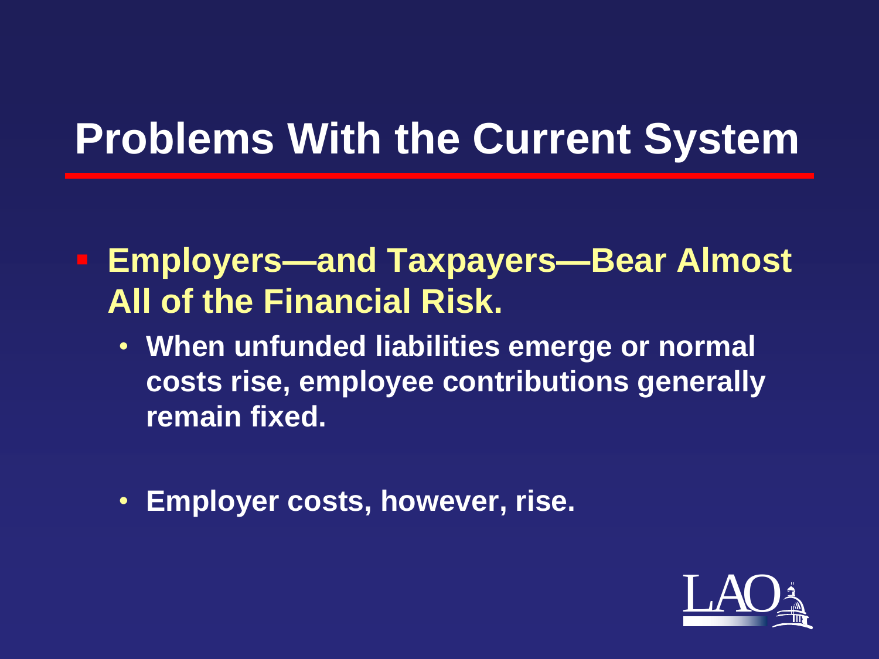# Problems With the Current System

- **Employers—and Taxpayers—Bear Almost All of the Financial Risk.**
  - **When unfunded liabilities emerge or normal costs rise, employee contributions generally remain fixed.**
  - **Employer costs, however, rise.**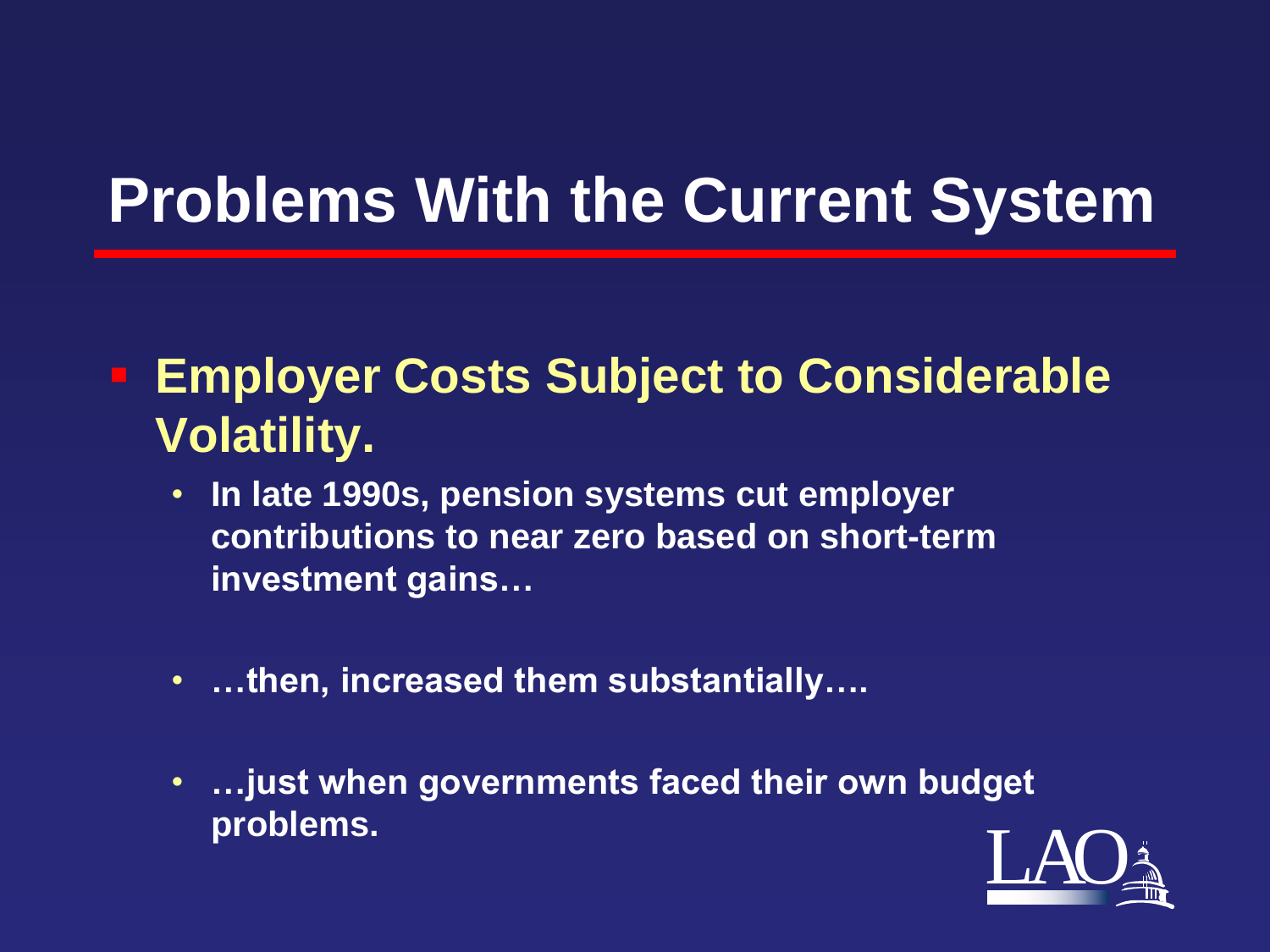# Problems With the Current System

- **Employer Costs Subject to Considerable Volatility.**
  - **In late 1990s, pension systems cut employer contributions to near zero based on short-term investment gains…**
  - **…then, increased them substantially….**
  - **…just when governments faced their own budget problems.**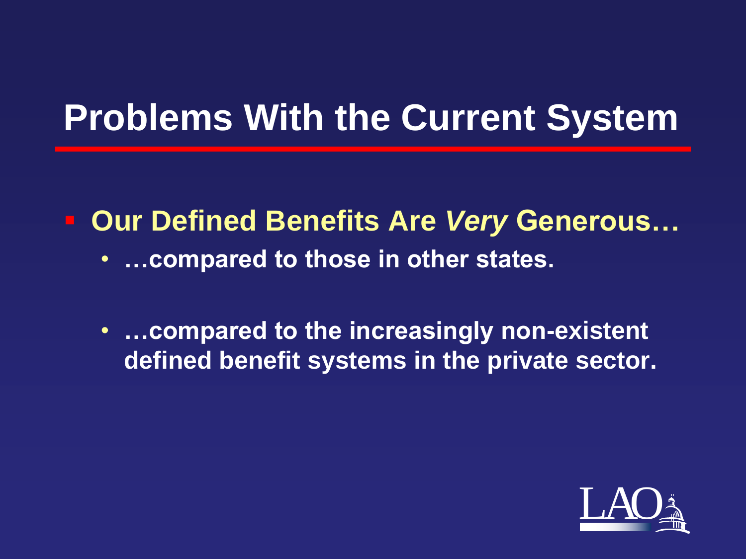# Problems With the Current System

- **Our Defined Benefits Are *Very* Generous…**
  - **…compared to those in other states.**
  - **…compared to the increasingly non-existent defined benefit systems in the private sector.**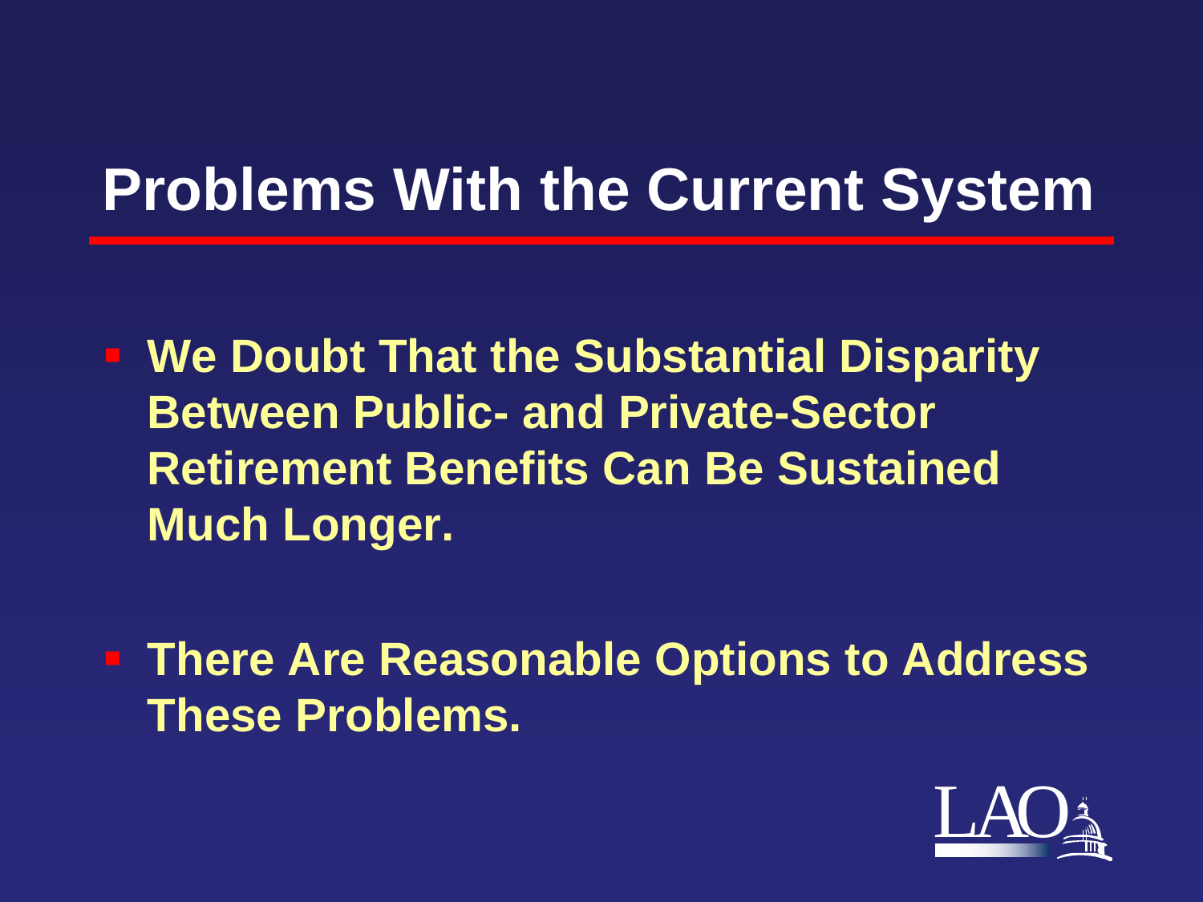# Problems With the Current System

- **We Doubt That the Substantial Disparity Between Public- and Private-Sector Retirement Benefits Can Be Sustained Much Longer.**

- **There Are Reasonable Options to Address These Problems.**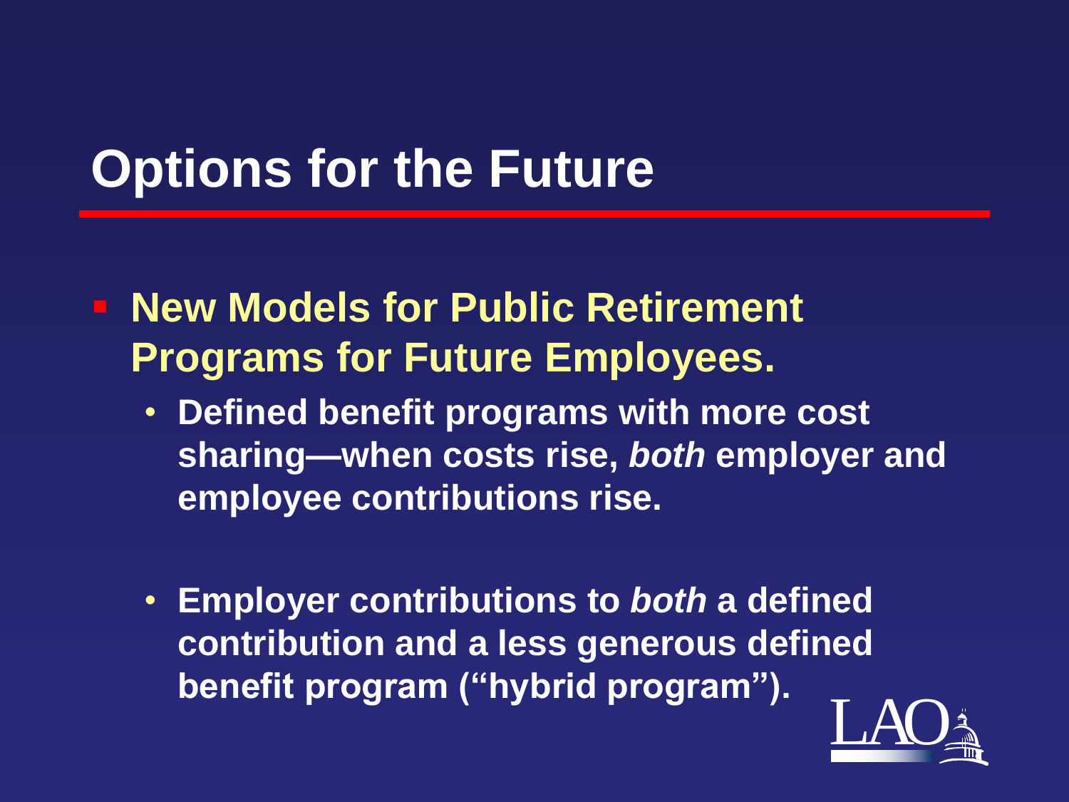# Options for the Future

- **New Models for Public Retirement Programs for Future Employees.**
  - **Defined benefit programs with more cost sharing—when costs rise, *both* employer and employee contributions rise.**
  - **Employer contributions to *both* a defined contribution and a less generous defined benefit program (“hybrid program”).**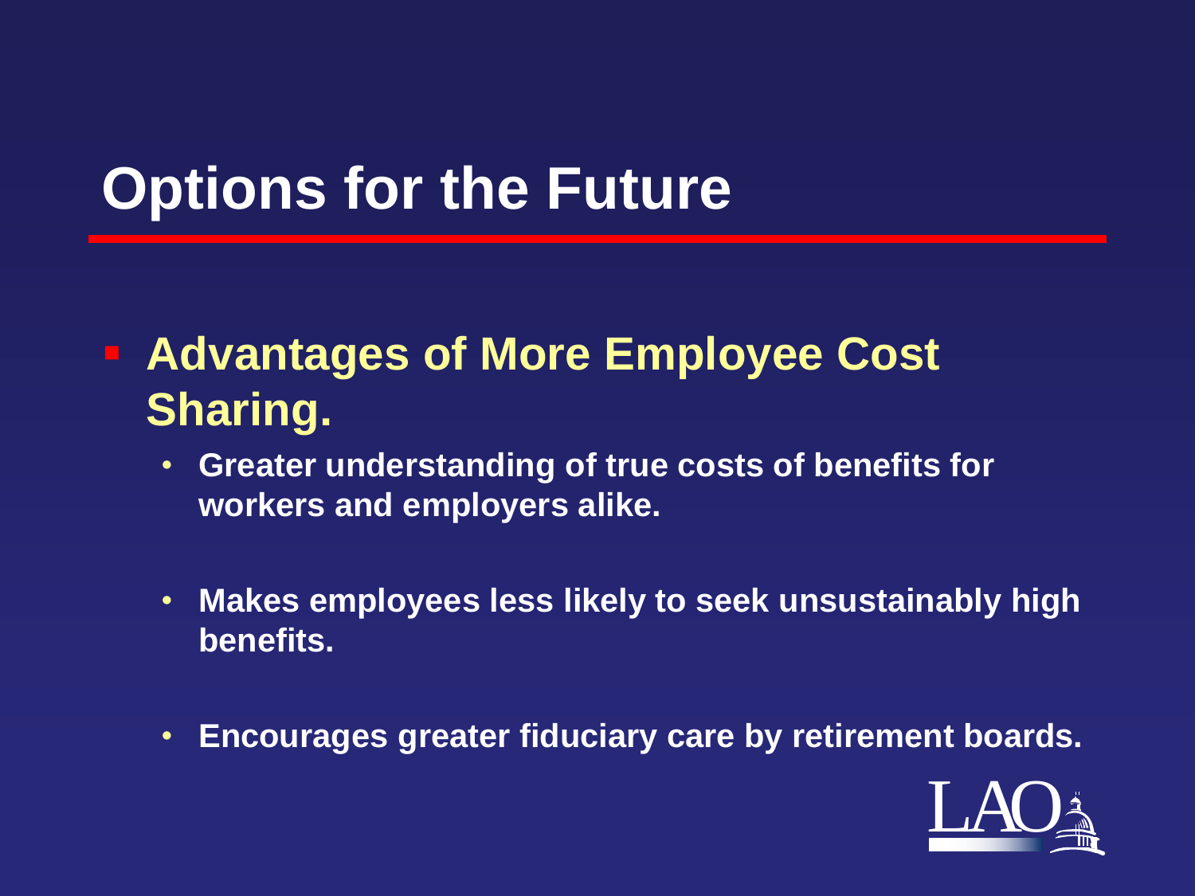# Options for the Future

- **Advantages of More Employee Cost Sharing.**
  - Greater understanding of true costs of benefits for workers and employers alike.
  - Makes employees less likely to seek unsustainably high benefits.
  - Encourages greater fiduciary care by retirement boards.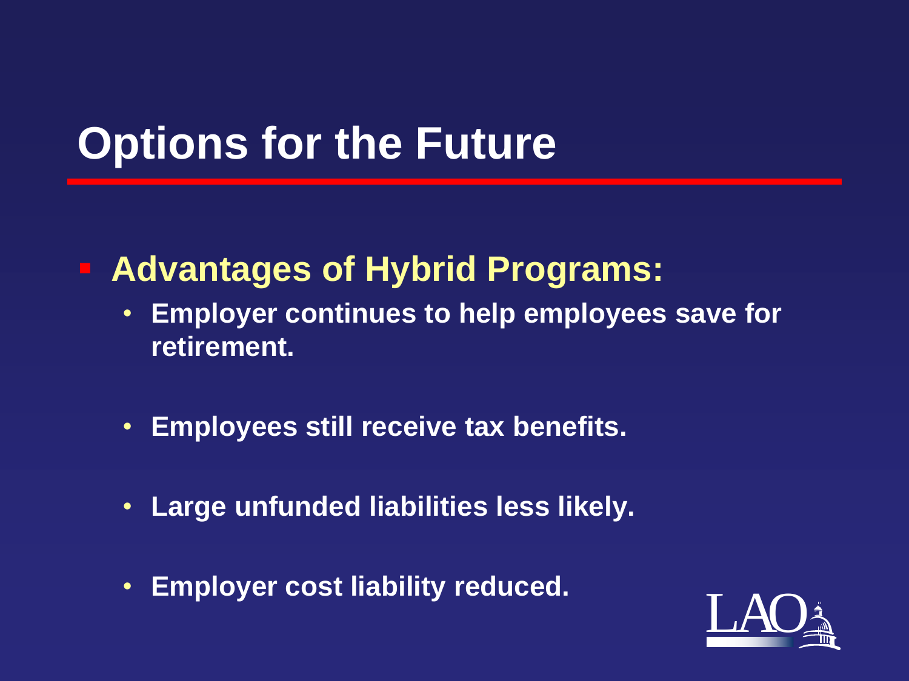# Options for the Future

- **Advantages of Hybrid Programs:**
  - **Employer continues to help employees save for retirement.**
  - **Employees still receive tax benefits.**
  - **Large unfunded liabilities less likely.**
  - **Employer cost liability reduced.**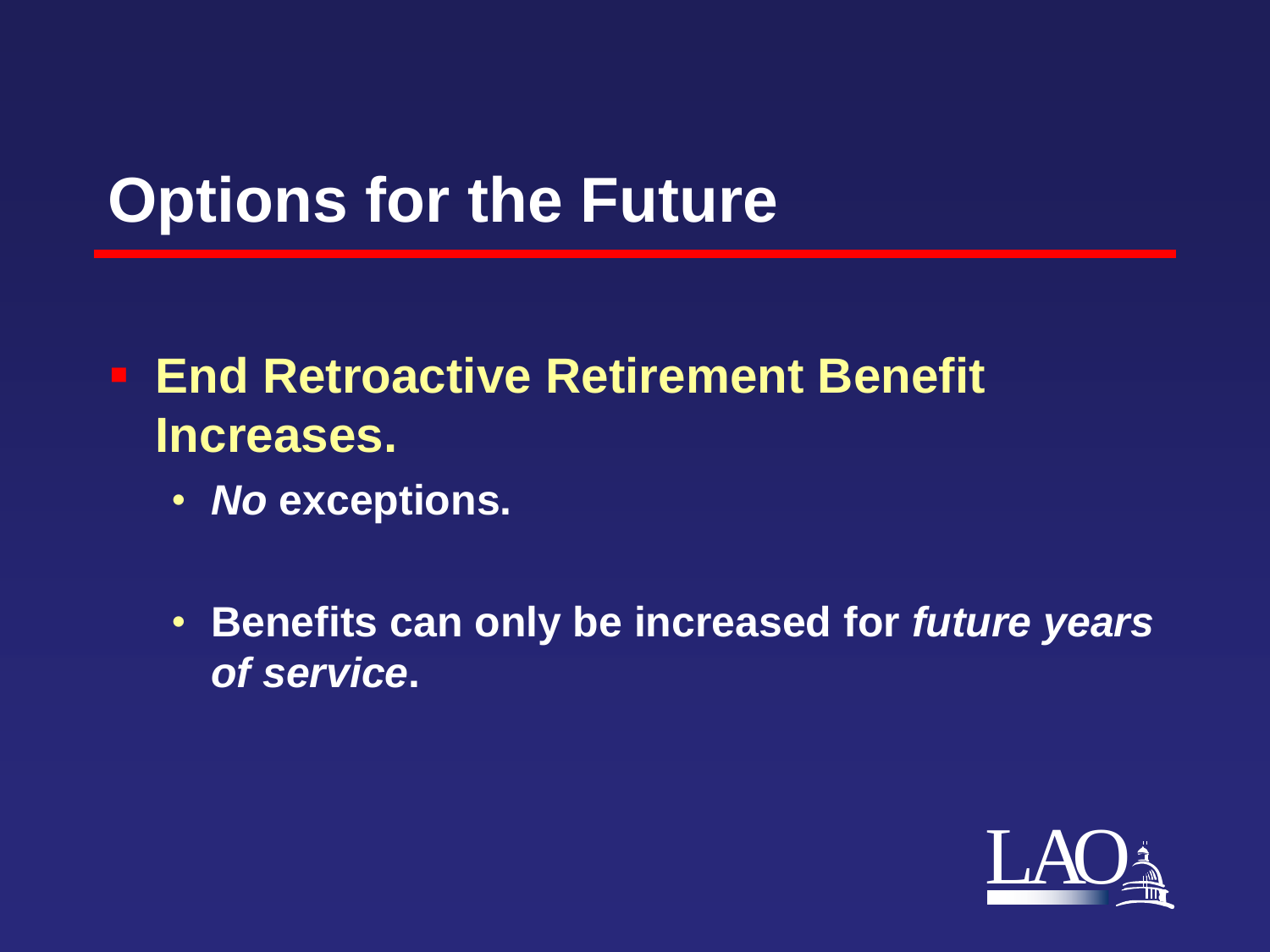# Options for the Future

- **End Retroactive Retirement Benefit Increases.**
  - ***No* exceptions.**
  - **Benefits can only be increased for *future years of service*.**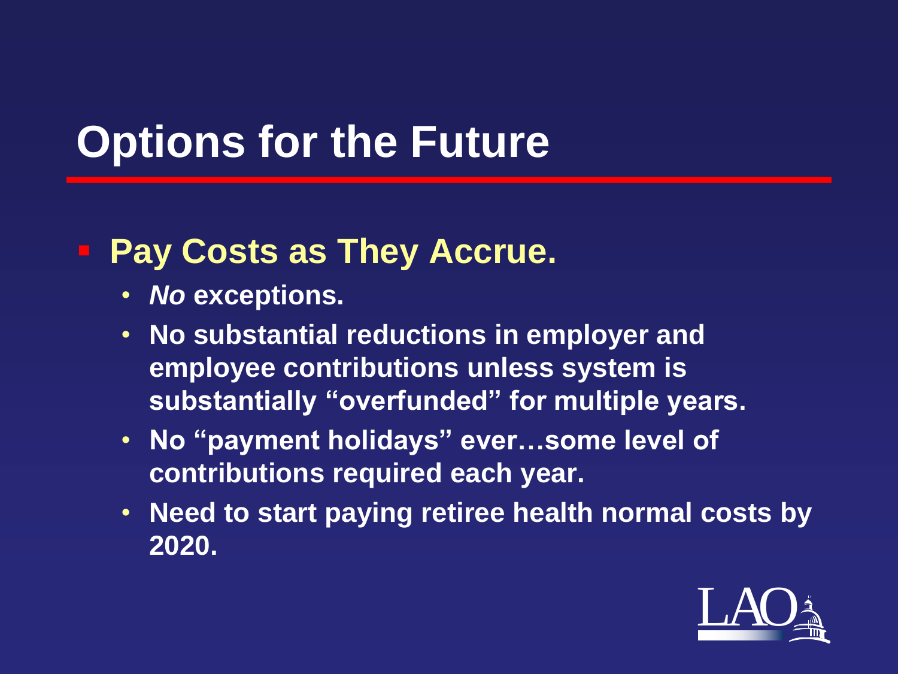# Options for the Future

- **Pay Costs as They Accrue.**
  - ***No* exceptions.**
  - **No substantial reductions in employer and employee contributions unless system is substantially "overfunded" for multiple years.**
  - **No "payment holidays" ever…some level of contributions required each year.**
  - **Need to start paying retiree health normal costs by 2020.**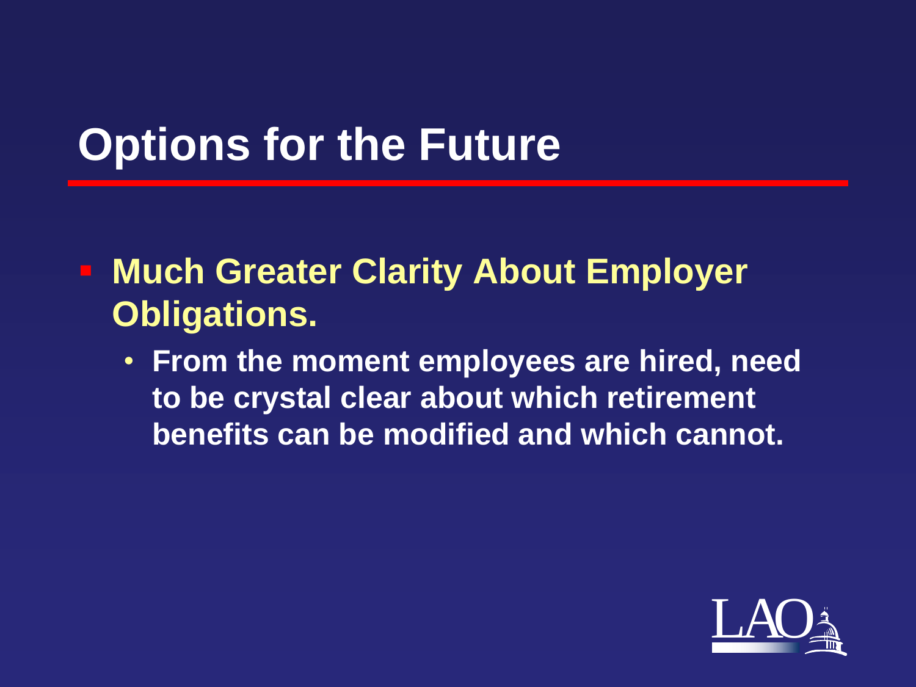# Options for the Future

- **Much Greater Clarity About Employer Obligations.**
  - **From the moment employees are hired, need to be crystal clear about which retirement benefits can be modified and which cannot.**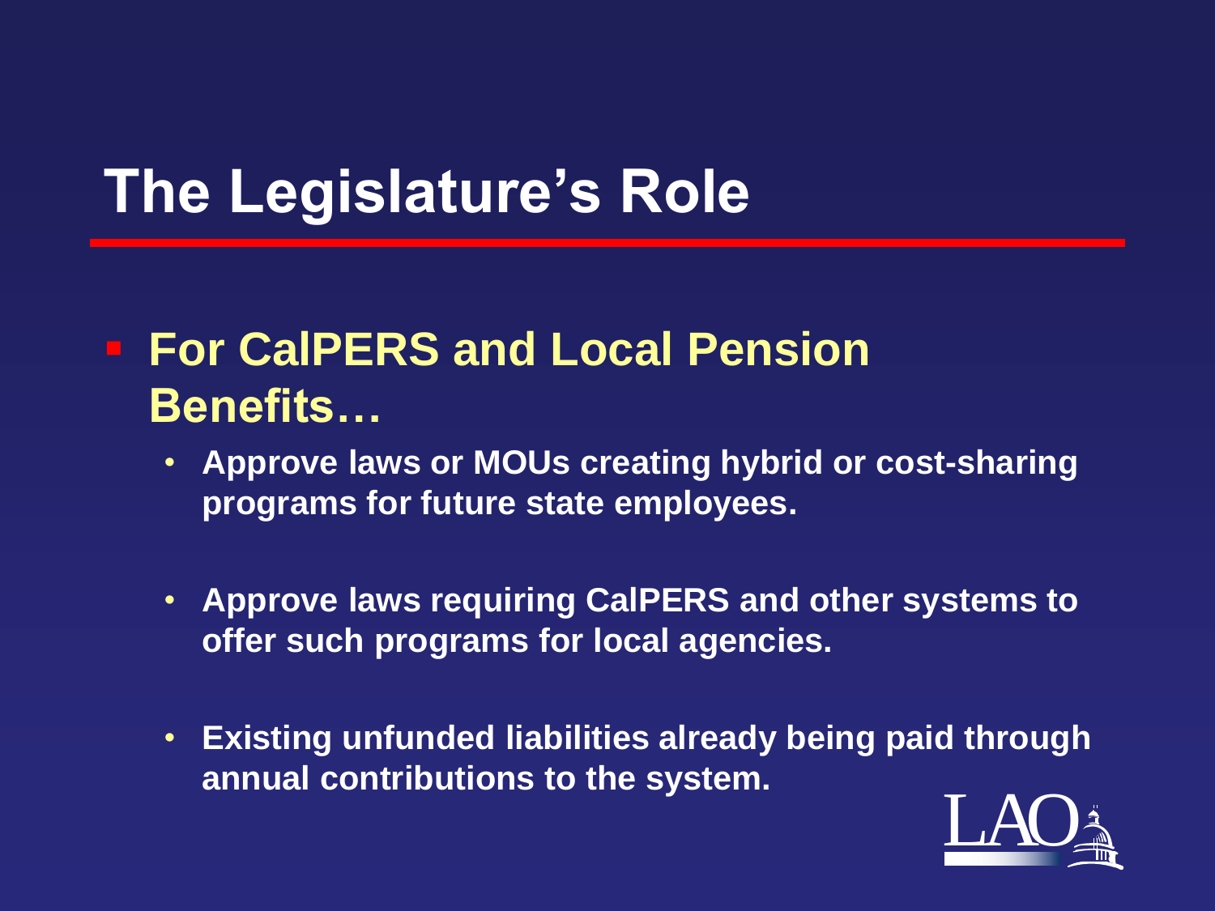# The Legislature's Role

- **For CalPERS and Local Pension Benefits…**
  - **Approve laws or MOUs creating hybrid or cost-sharing programs for future state employees.**
  - **Approve laws requiring CalPERS and other systems to offer such programs for local agencies.**
  - **Existing unfunded liabilities already being paid through annual contributions to the system.**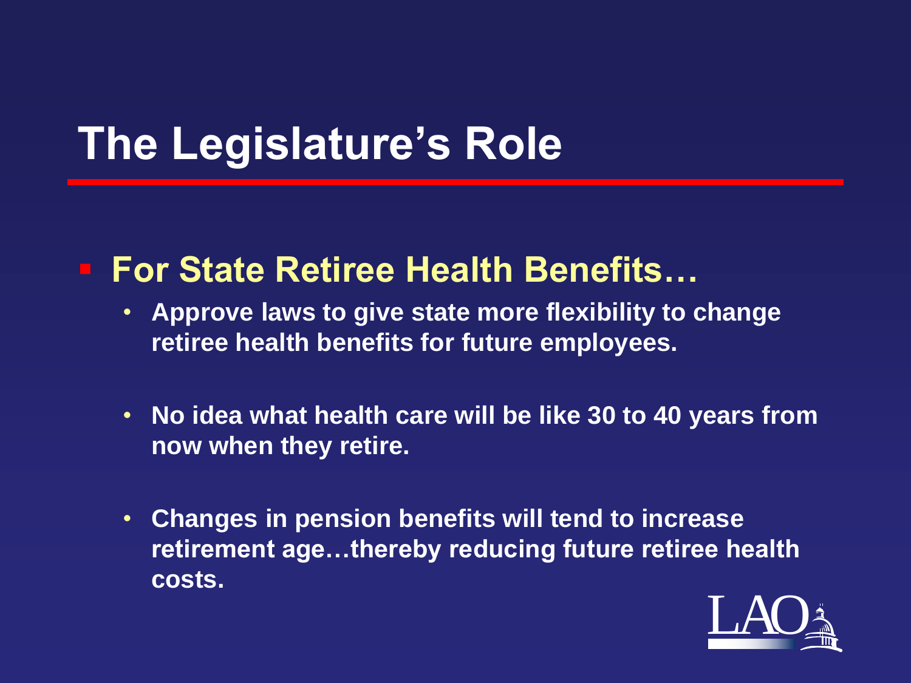# The Legislature's Role

- **For State Retiree Health Benefits…**
  - **Approve laws to give state more flexibility to change retiree health benefits for future employees.**
  - **No idea what health care will be like 30 to 40 years from now when they retire.**
  - **Changes in pension benefits will tend to increase retirement age…thereby reducing future retiree health costs.**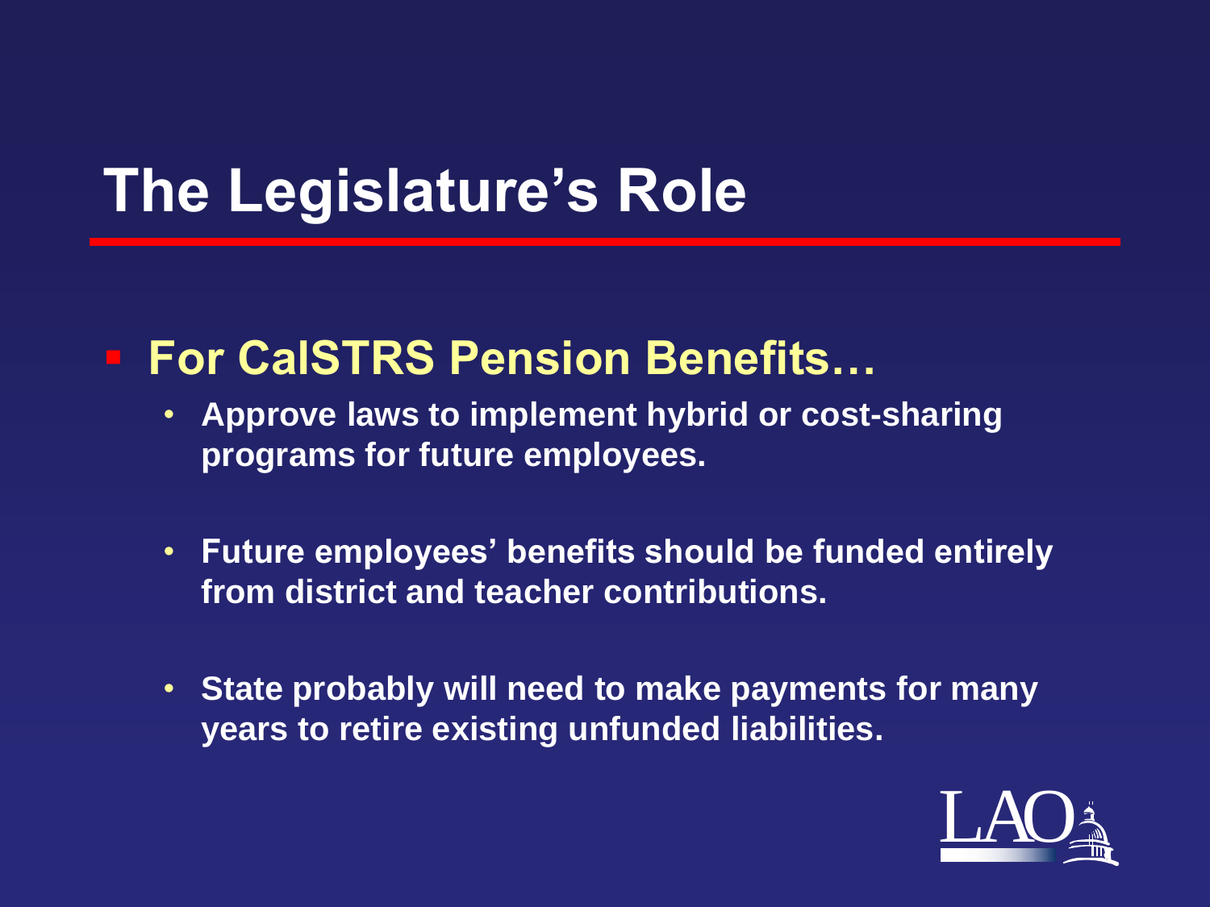# The Legislature's Role

- **For CalSTRS Pension Benefits…**
  - **Approve laws to implement hybrid or cost-sharing programs for future employees.**
  - **Future employees' benefits should be funded entirely from district and teacher contributions.**
  - **State probably will need to make payments for many years to retire existing unfunded liabilities.**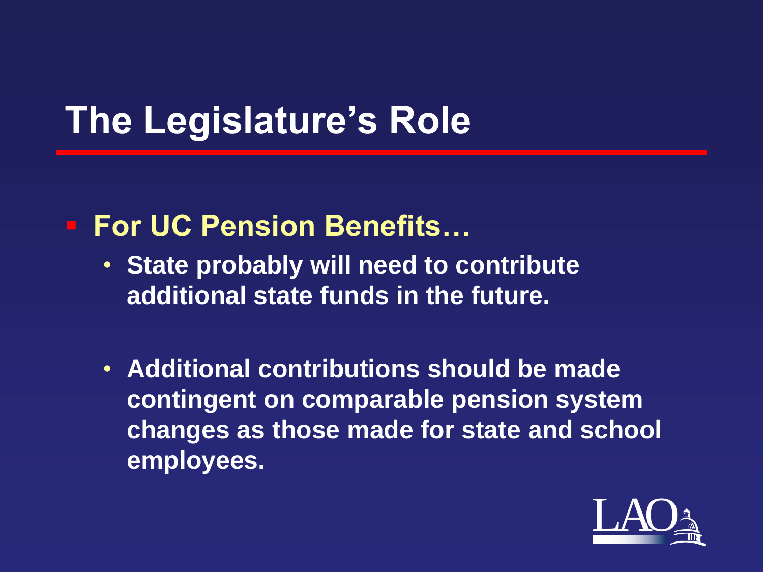# The Legislature's Role

- **For UC Pension Benefits…**
  - **State probably will need to contribute additional state funds in the future.**
  - **Additional contributions should be made contingent on comparable pension system changes as those made for state and school employees.**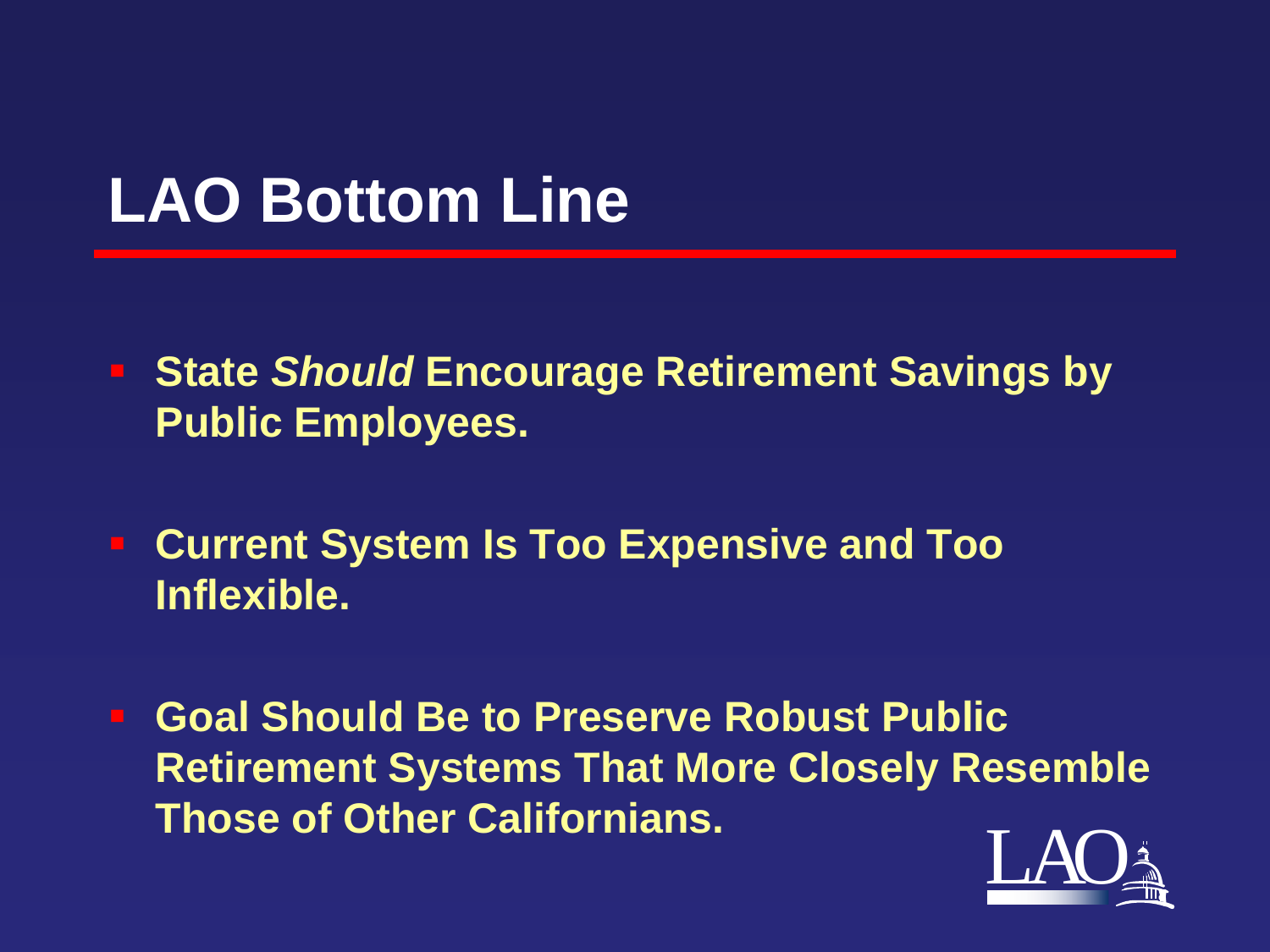# LAO Bottom Line

- **State *Should* Encourage Retirement Savings by Public Employees.**
- **Current System Is Too Expensive and Too Inflexible.**
- **Goal Should Be to Preserve Robust Public Retirement Systems That More Closely Resemble Those of Other Californians.**